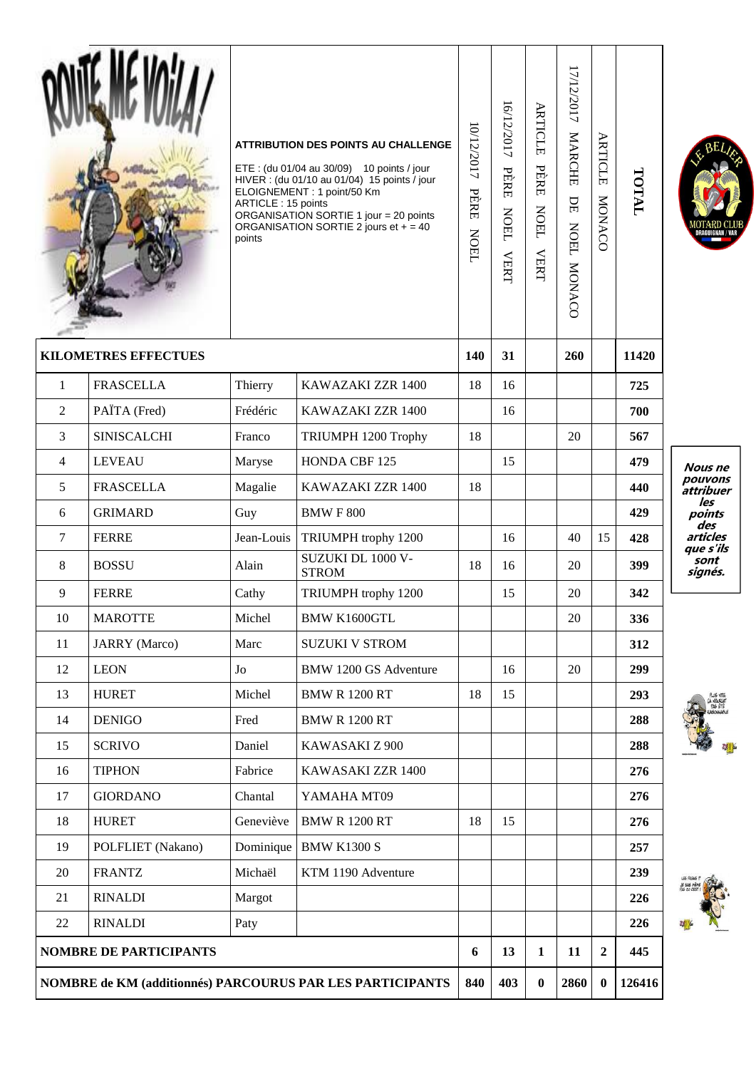**ATTRIBUTION DES POINTS AU CHALLENGE**

ETE : (du 01/04 au 30/09) 10 points / jour
HIVER : (du 01/10 au 01/04) 15 points / jour
ELOIGNEMENT : 1 point/50 Km
ARTICLE : 15 points
ORGANISATION SORTIE 1 jour = 20 points
ORGANISATION SORTIE 2 jours et + = 40 points

| | | | | 10/12/2017 PÈRE NOEL | 16/12/2017 PÈRE NOEL VERT | ARTICLE PÈRE NOEL VERT | 17/12/2017 MARCHE DE NOEL MONACO | ARTICLE MONACO | TOTAL |
|---|---|---|---|---|---|---|---|---|---|
| **KILOMETRES EFFECTUES** | | | | **140** | **31** | | **260** | | **11420** |
| 1 | FRASCELLA | Thierry | KAWAZAKI ZZR 1400 | 18 | 16 | | | | **725** |
| 2 | PAÏTA (Fred) | Frédéric | KAWAZAKI ZZR 1400 | | 16 | | | | **700** |
| 3 | SINISCALCHI | Franco | TRIUMPH 1200 Trophy | 18 | | | 20 | | **567** |
| 4 | LEVEAU | Maryse | HONDA CBF 125 | | 15 | | | | **479** |
| 5 | FRASCELLA | Magalie | KAWAZAKI ZZR 1400 | 18 | | | | | **440** |
| 6 | GRIMARD | Guy | BMW F 800 | | | | | | **429** |
| 7 | FERRE | Jean-Louis | TRIUMPH trophy 1200 | | 16 | | 40 | 15 | **428** |
| 8 | BOSSU | Alain | SUZUKI DL 1000 V-STROM | 18 | 16 | | 20 | | **399** |
| 9 | FERRE | Cathy | TRIUMPH trophy 1200 | | 15 | | 20 | | **342** |
| 10 | MAROTTE | Michel | BMW K1600GTL | | | | 20 | | **336** |
| 11 | JARRY (Marco) | Marc | SUZUKI V STROM | | | | | | **312** |
| 12 | LEON | Jo | BMW 1200 GS Adventure | | 16 | | 20 | | **299** |
| 13 | HURET | Michel | BMW R 1200 RT | 18 | 15 | | | | **293** |
| 14 | DENIGO | Fred | BMW R 1200 RT | | | | | | **288** |
| 15 | SCRIVO | Daniel | KAWASAKI Z 900 | | | | | | **288** |
| 16 | TIPHON | Fabrice | KAWASAKI ZZR 1400 | | | | | | **276** |
| 17 | GIORDANO | Chantal | YAMAHA MT09 | | | | | | **276** |
| 18 | HURET | Geneviève | BMW R 1200 RT | 18 | 15 | | | | **276** |
| 19 | POLFLIET (Nakano) | Dominique | BMW K1300 S | | | | | | **257** |
| 20 | FRANTZ | Michaël | KTM 1190 Adventure | | | | | | **239** |
| 21 | RINALDI | Margot | | | | | | | **226** |
| 22 | RINALDI | Paty | | | | | | | **226** |
| **NOMBRE DE PARTICIPANTS** | | | | **6** | **13** | **1** | **11** | **2** | **445** |
| **NOMBRE de KM (additionnés) PARCOURUS PAR LES PARTICIPANTS** | | | | **840** | **403** | **0** | **2860** | **0** | **126416** |

***Nous ne pouvons attribuer les points des articles que s'ils sont signés.***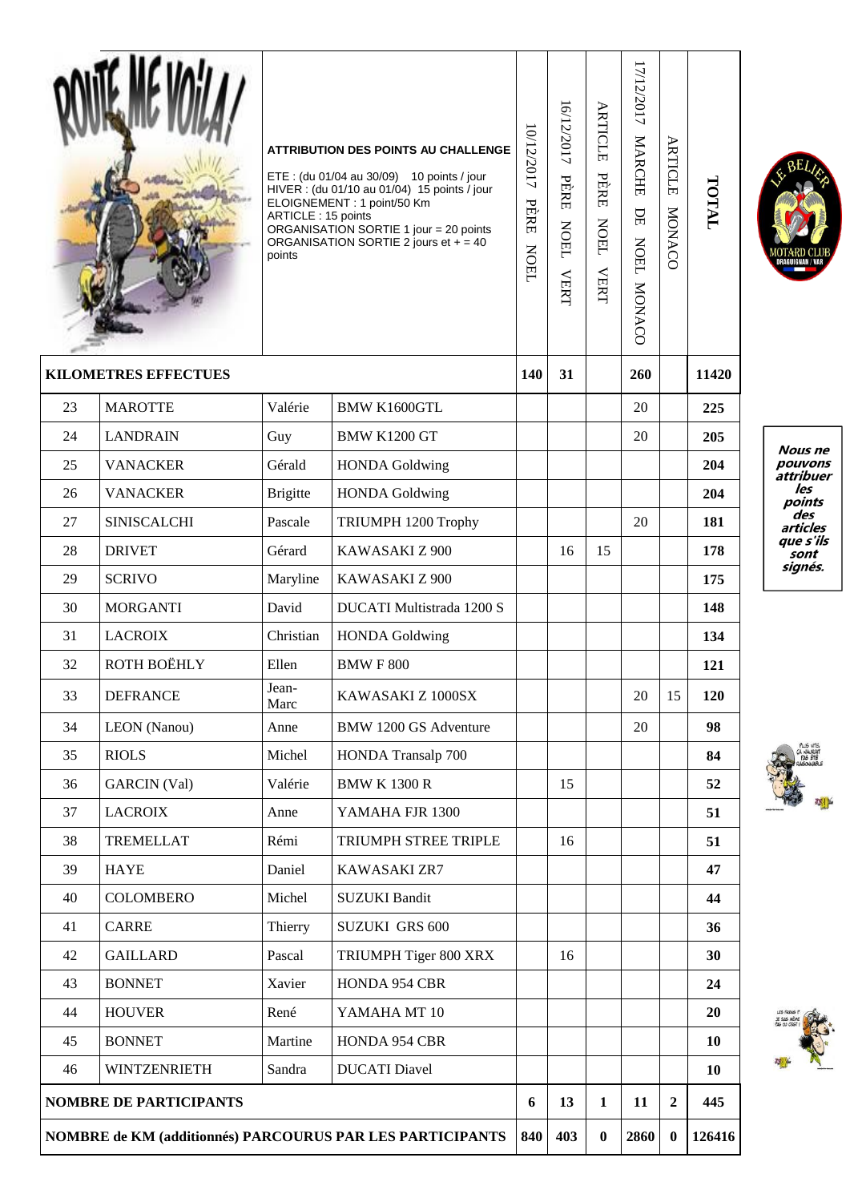| | | | | 10/12/2017 PÈRE NOEL | 16/12/2017 PÈRE NOEL VERT | ARTICLE PÈRE NOEL VERT | 17/12/2017 MARCHE DE NOEL MONACO | ARTICLE MONACO | TOTAL |
|---|---|---|---|---|---|---|---|---|---|
| **KILOMETRES EFFECTUES** | | | | **140** | **31** | | **260** | | **11420** |
| 23 | MAROTTE | Valérie | BMW K1600GTL | | | | 20 | | **225** |
| 24 | LANDRAIN | Guy | BMW K1200 GT | | | | 20 | | **205** |
| 25 | VANACKER | Gérald | HONDA Goldwing | | | | | | **204** |
| 26 | VANACKER | Brigitte | HONDA Goldwing | | | | | | **204** |
| 27 | SINISCALCHI | Pascale | TRIUMPH 1200 Trophy | | | | 20 | | **181** |
| 28 | DRIVET | Gérard | KAWASAKI Z 900 | | 16 | 15 | | | **178** |
| 29 | SCRIVO | Maryline | KAWASAKI Z 900 | | | | | | **175** |
| 30 | MORGANTI | David | DUCATI Multistrada 1200 S | | | | | | **148** |
| 31 | LACROIX | Christian | HONDA Goldwing | | | | | | **134** |
| 32 | ROTH BOËHLY | Ellen | BMW F 800 | | | | | | **121** |
| 33 | DEFRANCE | Jean-Marc | KAWASAKI Z 1000SX | | | | 20 | 15 | **120** |
| 34 | LEON (Nanou) | Anne | BMW 1200 GS Adventure | | | | 20 | | **98** |
| 35 | RIOLS | Michel | HONDA Transalp 700 | | | | | | **84** |
| 36 | GARCIN (Val) | Valérie | BMW K 1300 R | | 15 | | | | **52** |
| 37 | LACROIX | Anne | YAMAHA FJR 1300 | | | | | | **51** |
| 38 | TREMELLAT | Rémi | TRIUMPH STREE TRIPLE | | 16 | | | | **51** |
| 39 | HAYE | Daniel | KAWASAKI ZR7 | | | | | | **47** |
| 40 | COLOMBERO | Michel | SUZUKI Bandit | | | | | | **44** |
| 41 | CARRE | Thierry | SUZUKI GRS 600 | | | | | | **36** |
| 42 | GAILLARD | Pascal | TRIUMPH Tiger 800 XRX | | 16 | | | | **30** |
| 43 | BONNET | Xavier | HONDA 954 CBR | | | | | | **24** |
| 44 | HOUVER | René | YAMAHA MT 10 | | | | | | **20** |
| 45 | BONNET | Martine | HONDA 954 CBR | | | | | | **10** |
| 46 | WINTZENRIETH | Sandra | DUCATI Diavel | | | | | | **10** |
| **NOMBRE DE PARTICIPANTS** | | | | **6** | **13** | **1** | **11** | **2** | **445** |
| **NOMBRE de KM (additionnés) PARCOURUS PAR LES PARTICIPANTS** | | | | **840** | **403** | **0** | **2860** | **0** | **126416** |

**ATTRIBUTION DES POINTS AU CHALLENGE**

ETE : (du 01/04 au 30/09) 10 points / jour
HIVER : (du 01/10 au 01/04) 15 points / jour
ELOIGNEMENT : 1 point/50 Km
ARTICLE : 15 points
ORGANISATION SORTIE 1 jour = 20 points
ORGANISATION SORTIE 2 jours et + = 40 points

***Nous ne pouvons attribuer les points des articles que s'ils sont signés.***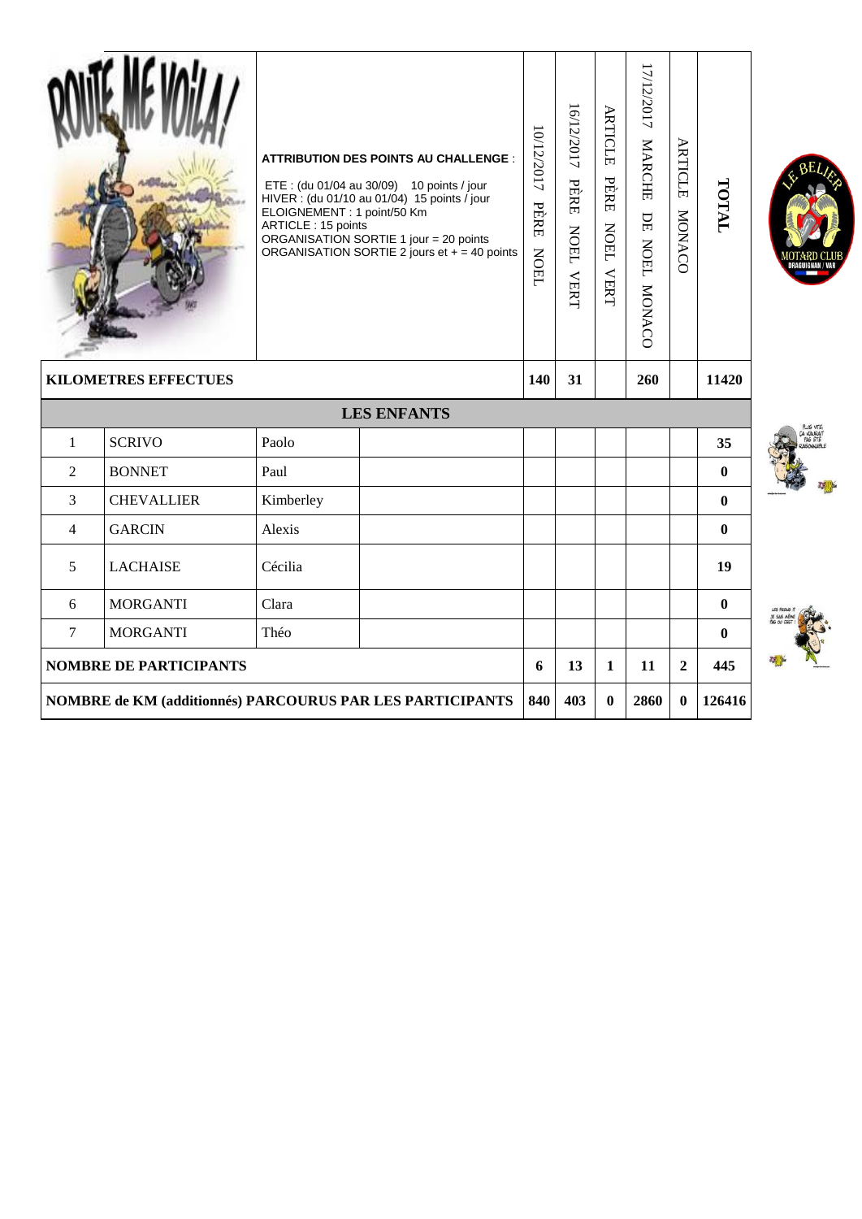| | | | | 10/12/2017 PÈRE NOEL | 16/12/2017 PÈRE NOEL VERT | ARTICLE PÈRE NOEL VERT | 17/12/2017 MARCHE DE NOEL MONACO | ARTICLE MONACO | TOTAL |
|---|---|---|---|---|---|---|---|---|---|
| | **ATTRIBUTION DES POINTS AU CHALLENGE** : ETE : (du 01/04 au 30/09) 10 points / jour HIVER : (du 01/10 au 01/04) 15 points / jour ELOIGNEMENT : 1 point/50 Km ARTICLE : 15 points ORGANISATION SORTIE 1 jour = 20 points ORGANISATION SORTIE 2 jours et + = 40 points | | | | | | | | |
| **KILOMETRES EFFECTUES** | | | | **140** | **31** | | **260** | | **11420** |
| **LES ENFANTS** | | | | | | | | | |
| 1 | SCRIVO | Paolo | | | | | | | **35** |
| 2 | BONNET | Paul | | | | | | | **0** |
| 3 | CHEVALLIER | Kimberley | | | | | | | **0** |
| 4 | GARCIN | Alexis | | | | | | | **0** |
| 5 | LACHAISE | Cécilia | | | | | | | **19** |
| 6 | MORGANTI | Clara | | | | | | | **0** |
| 7 | MORGANTI | Théo | | | | | | | **0** |
| **NOMBRE DE PARTICIPANTS** | | | | **6** | **13** | **1** | **11** | **2** | **445** |
| **NOMBRE de KM (additionnés) PARCOURUS PAR LES PARTICIPANTS** | | | | **840** | **403** | **0** | **2860** | **0** | **126416** |